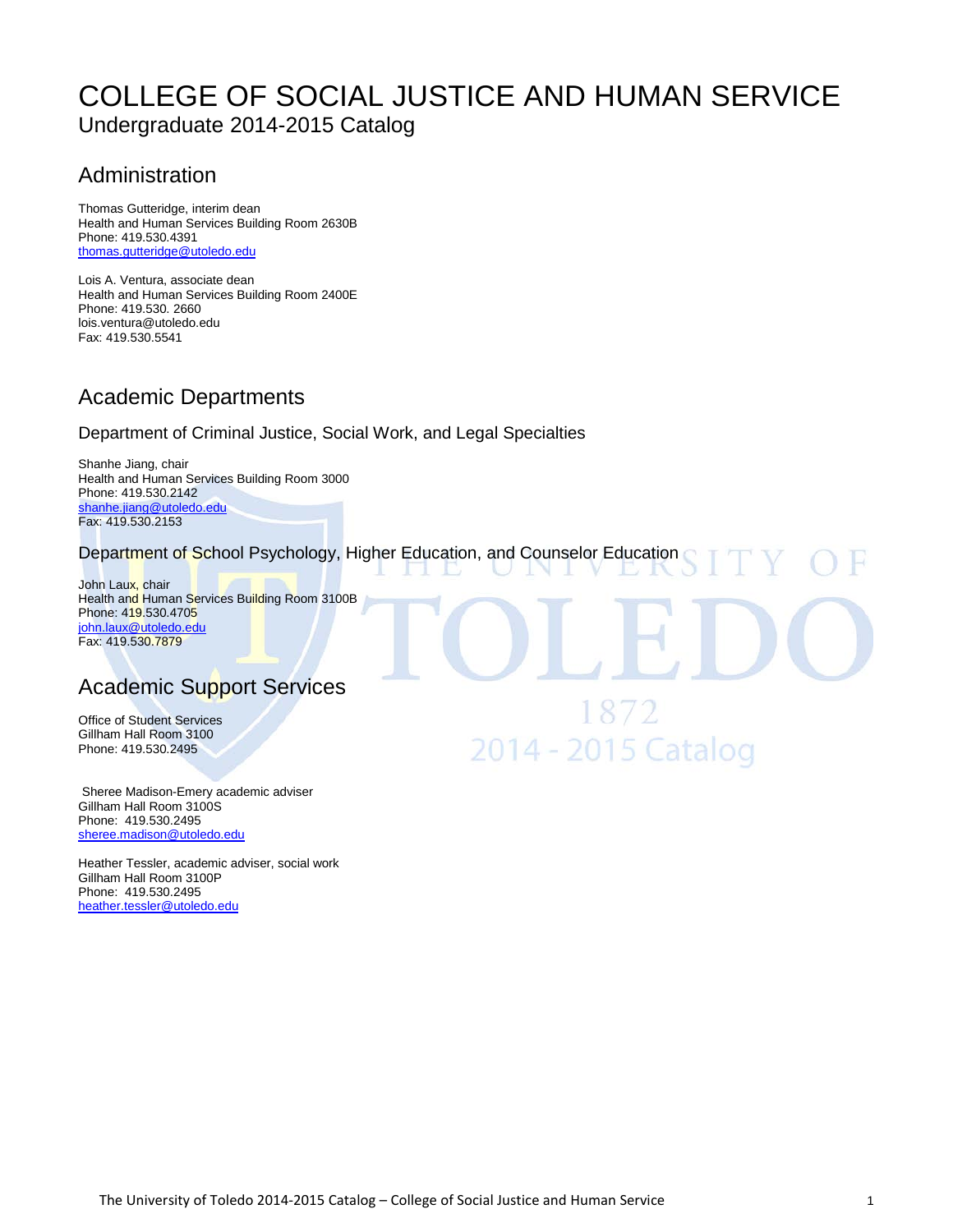# COLLEGE OF SOCIAL JUSTICE AND HUMAN SERVICE

Undergraduate 2014-2015 Catalog

## Administration

Thomas Gutteridge, interim dean
Health and Human Services Building Room 2630B
Phone: 419.530.4391
thomas.gutteridge@utoledo.edu

Lois A. Ventura, associate dean
Health and Human Services Building Room 2400E
Phone: 419.530. 2660
lois.ventura@utoledo.edu
Fax: 419.530.5541

## Academic Departments

### Department of Criminal Justice, Social Work, and Legal Specialties

Shanhe Jiang, chair
Health and Human Services Building Room 3000
Phone: 419.530.2142
shanhe.jiang@utoledo.edu
Fax: 419.530.2153

### Department of School Psychology, Higher Education, and Counselor Education

John Laux, chair
Health and Human Services Building Room 3100B
Phone: 419.530.4705
john.laux@utoledo.edu
Fax: 419.530.7879

## Academic Support Services

Office of Student Services
Gillham Hall Room 3100
Phone: 419.530.2495

Sheree Madison-Emery academic adviser
Gillham Hall Room 3100S
Phone: 419.530.2495
sheree.madison@utoledo.edu

Heather Tessler, academic adviser, social work
Gillham Hall Room 3100P
Phone: 419.530.2495
heather.tessler@utoledo.edu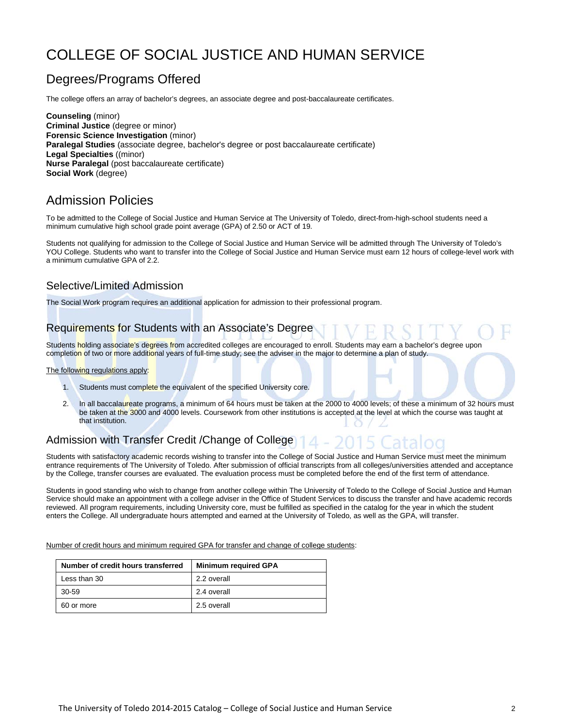# COLLEGE OF SOCIAL JUSTICE AND HUMAN SERVICE

## Degrees/Programs Offered

The college offers an array of bachelor's degrees, an associate degree and post-baccalaureate certificates.

**Counseling** (minor)
**Criminal Justice** (degree or minor)
**Forensic Science Investigation** (minor)
**Paralegal Studies** (associate degree, bachelor's degree or post baccalaureate certificate)
**Legal Specialties** ((minor)
**Nurse Paralegal** (post baccalaureate certificate)
**Social Work** (degree)

## Admission Policies

To be admitted to the College of Social Justice and Human Service at The University of Toledo, direct-from-high-school students need a minimum cumulative high school grade point average (GPA) of 2.50 or ACT of 19.

Students not qualifying for admission to the College of Social Justice and Human Service will be admitted through The University of Toledo's YOU College. Students who want to transfer into the College of Social Justice and Human Service must earn 12 hours of college-level work with a minimum cumulative GPA of 2.2.

### Selective/Limited Admission

The Social Work program requires an additional application for admission to their professional program.

### Requirements for Students with an Associate's Degree

Students holding associate's degrees from accredited colleges are encouraged to enroll. Students may earn a bachelor's degree upon completion of two or more additional years of full-time study; see the adviser in the major to determine a plan of study.

The following regulations apply:

1. Students must complete the equivalent of the specified University core.
2. In all baccalaureate programs, a minimum of 64 hours must be taken at the 2000 to 4000 levels; of these a minimum of 32 hours must be taken at the 3000 and 4000 levels. Coursework from other institutions is accepted at the level at which the course was taught at that institution.

### Admission with Transfer Credit /Change of College

Students with satisfactory academic records wishing to transfer into the College of Social Justice and Human Service must meet the minimum entrance requirements of The University of Toledo. After submission of official transcripts from all colleges/universities attended and acceptance by the College, transfer courses are evaluated. The evaluation process must be completed before the end of the first term of attendance.

Students in good standing who wish to change from another college within The University of Toledo to the College of Social Justice and Human Service should make an appointment with a college adviser in the Office of Student Services to discuss the transfer and have academic records reviewed. All program requirements, including University core, must be fulfilled as specified in the catalog for the year in which the student enters the College. All undergraduate hours attempted and earned at the University of Toledo, as well as the GPA, will transfer.

Number of credit hours and minimum required GPA for transfer and change of college students:

| Number of credit hours transferred | Minimum required GPA |
|---|---|
| Less than 30 | 2.2 overall |
| 30-59 | 2.4 overall |
| 60 or more | 2.5 overall |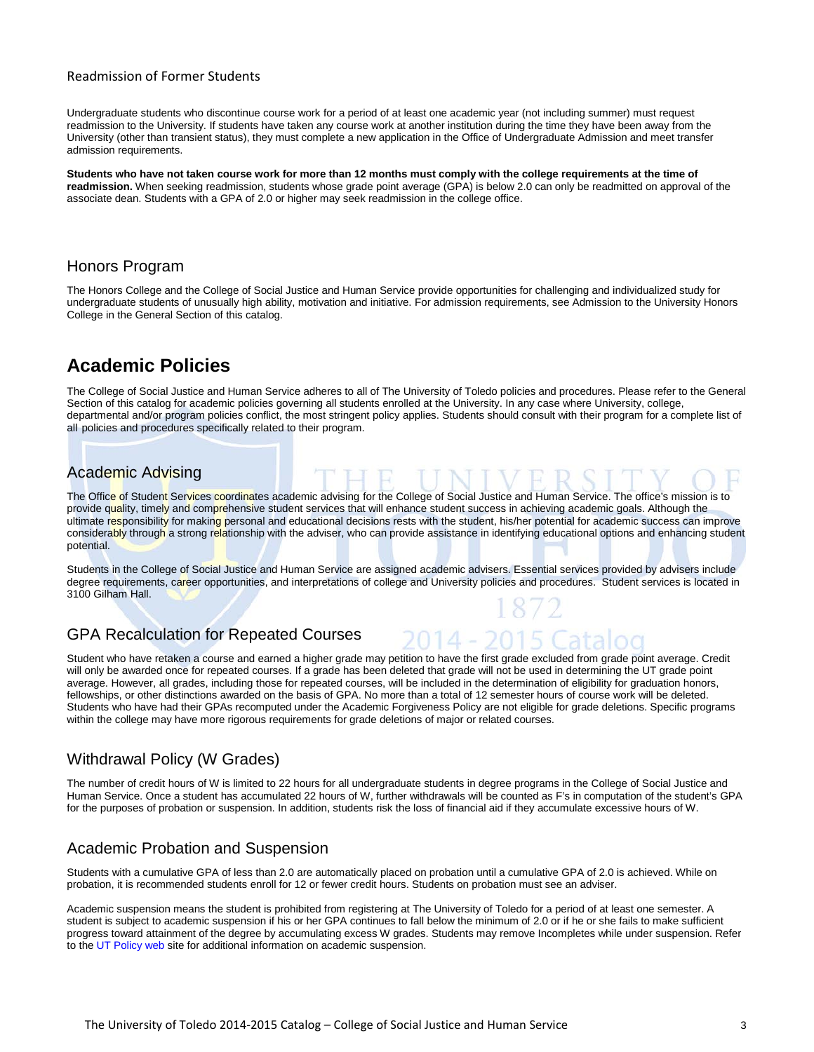## Readmission of Former Students

Undergraduate students who discontinue course work for a period of at least one academic year (not including summer) must request readmission to the University. If students have taken any course work at another institution during the time they have been away from the University (other than transient status), they must complete a new application in the Office of Undergraduate Admission and meet transfer admission requirements.

**Students who have not taken course work for more than 12 months must comply with the college requirements at the time of readmission.** When seeking readmission, students whose grade point average (GPA) is below 2.0 can only be readmitted on approval of the associate dean. Students with a GPA of 2.0 or higher may seek readmission in the college office.

## Honors Program

The Honors College and the College of Social Justice and Human Service provide opportunities for challenging and individualized study for undergraduate students of unusually high ability, motivation and initiative. For admission requirements, see Admission to the University Honors College in the General Section of this catalog.

# Academic Policies

The College of Social Justice and Human Service adheres to all of The University of Toledo policies and procedures. Please refer to the General Section of this catalog for academic policies governing all students enrolled at the University. In any case where University, college, departmental and/or program policies conflict, the most stringent policy applies. Students should consult with their program for a complete list of all policies and procedures specifically related to their program.

## Academic Advising

The Office of Student Services coordinates academic advising for the College of Social Justice and Human Service. The office's mission is to provide quality, timely and comprehensive student services that will enhance student success in achieving academic goals. Although the ultimate responsibility for making personal and educational decisions rests with the student, his/her potential for academic success can improve considerably through a strong relationship with the adviser, who can provide assistance in identifying educational options and enhancing student potential.

Students in the College of Social Justice and Human Service are assigned academic advisers. Essential services provided by advisers include degree requirements, career opportunities, and interpretations of college and University policies and procedures. Student services is located in 3100 Gilham Hall.

## GPA Recalculation for Repeated Courses

Student who have retaken a course and earned a higher grade may petition to have the first grade excluded from grade point average. Credit will only be awarded once for repeated courses. If a grade has been deleted that grade will not be used in determining the UT grade point average. However, all grades, including those for repeated courses, will be included in the determination of eligibility for graduation honors, fellowships, or other distinctions awarded on the basis of GPA. No more than a total of 12 semester hours of course work will be deleted. Students who have had their GPAs recomputed under the Academic Forgiveness Policy are not eligible for grade deletions. Specific programs within the college may have more rigorous requirements for grade deletions of major or related courses.

## Withdrawal Policy (W Grades)

The number of credit hours of W is limited to 22 hours for all undergraduate students in degree programs in the College of Social Justice and Human Service. Once a student has accumulated 22 hours of W, further withdrawals will be counted as F's in computation of the student's GPA for the purposes of probation or suspension. In addition, students risk the loss of financial aid if they accumulate excessive hours of W.

## Academic Probation and Suspension

Students with a cumulative GPA of less than 2.0 are automatically placed on probation until a cumulative GPA of 2.0 is achieved. While on probation, it is recommended students enroll for 12 or fewer credit hours. Students on probation must see an adviser.

Academic suspension means the student is prohibited from registering at The University of Toledo for a period of at least one semester. A student is subject to academic suspension if his or her GPA continues to fall below the minimum of 2.0 or if he or she fails to make sufficient progress toward attainment of the degree by accumulating excess W grades. Students may remove Incompletes while under suspension. Refer to the UT Policy web site for additional information on academic suspension.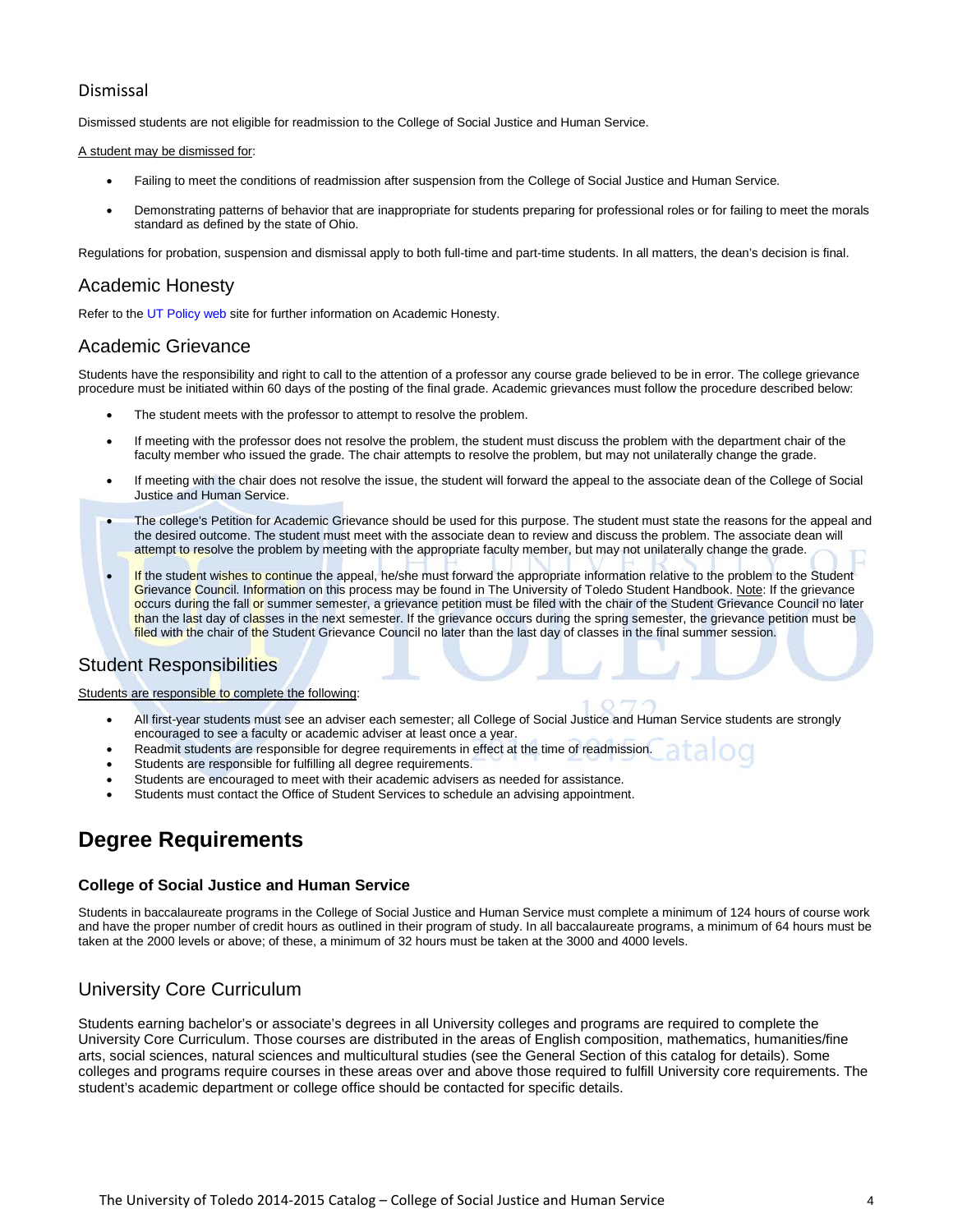## Dismissal

Dismissed students are not eligible for readmission to the College of Social Justice and Human Service.

A student may be dismissed for:

- Failing to meet the conditions of readmission after suspension from the College of Social Justice and Human Service.
- Demonstrating patterns of behavior that are inappropriate for students preparing for professional roles or for failing to meet the morals standard as defined by the state of Ohio.

Regulations for probation, suspension and dismissal apply to both full-time and part-time students. In all matters, the dean's decision is final.

## Academic Honesty

Refer to the UT Policy web site for further information on Academic Honesty.

## Academic Grievance

Students have the responsibility and right to call to the attention of a professor any course grade believed to be in error. The college grievance procedure must be initiated within 60 days of the posting of the final grade. Academic grievances must follow the procedure described below:

- The student meets with the professor to attempt to resolve the problem.
- If meeting with the professor does not resolve the problem, the student must discuss the problem with the department chair of the faculty member who issued the grade. The chair attempts to resolve the problem, but may not unilaterally change the grade.
- If meeting with the chair does not resolve the issue, the student will forward the appeal to the associate dean of the College of Social Justice and Human Service.
- The college's Petition for Academic Grievance should be used for this purpose. The student must state the reasons for the appeal and the desired outcome. The student must meet with the associate dean to review and discuss the problem. The associate dean will attempt to resolve the problem by meeting with the appropriate faculty member, but may not unilaterally change the grade.
- If the student wishes to continue the appeal, he/she must forward the appropriate information relative to the problem to the Student Grievance Council. Information on this process may be found in The University of Toledo Student Handbook. Note: If the grievance occurs during the fall or summer semester, a grievance petition must be filed with the chair of the Student Grievance Council no later than the last day of classes in the next semester. If the grievance occurs during the spring semester, the grievance petition must be filed with the chair of the Student Grievance Council no later than the last day of classes in the final summer session.

## Student Responsibilities

Students are responsible to complete the following:

- All first-year students must see an adviser each semester; all College of Social Justice and Human Service students are strongly encouraged to see a faculty or academic adviser at least once a year.
- Readmit students are responsible for degree requirements in effect at the time of readmission.
- Students are responsible for fulfilling all degree requirements.
- Students are encouraged to meet with their academic advisers as needed for assistance.
- Students must contact the Office of Student Services to schedule an advising appointment.

# Degree Requirements

### College of Social Justice and Human Service

Students in baccalaureate programs in the College of Social Justice and Human Service must complete a minimum of 124 hours of course work and have the proper number of credit hours as outlined in their program of study. In all baccalaureate programs, a minimum of 64 hours must be taken at the 2000 levels or above; of these, a minimum of 32 hours must be taken at the 3000 and 4000 levels.

## University Core Curriculum

Students earning bachelor's or associate's degrees in all University colleges and programs are required to complete the University Core Curriculum. Those courses are distributed in the areas of English composition, mathematics, humanities/fine arts, social sciences, natural sciences and multicultural studies (see the General Section of this catalog for details). Some colleges and programs require courses in these areas over and above those required to fulfill University core requirements. The student's academic department or college office should be contacted for specific details.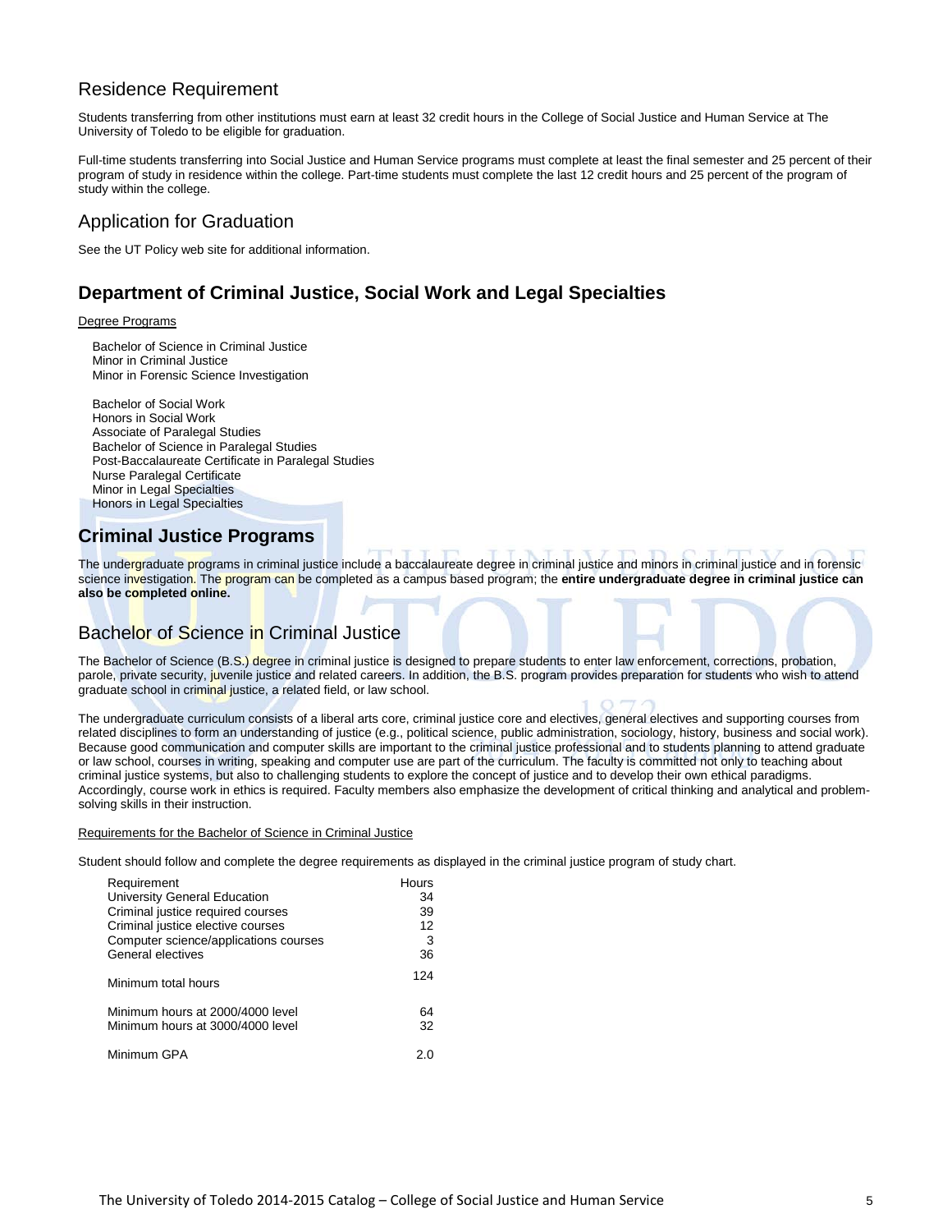## Residence Requirement

Students transferring from other institutions must earn at least 32 credit hours in the College of Social Justice and Human Service at The University of Toledo to be eligible for graduation.

Full-time students transferring into Social Justice and Human Service programs must complete at least the final semester and 25 percent of their program of study in residence within the college. Part-time students must complete the last 12 credit hours and 25 percent of the program of study within the college.

## Application for Graduation

See the UT Policy web site for additional information.

# Department of Criminal Justice, Social Work and Legal Specialties

Degree Programs

Bachelor of Science in Criminal Justice
Minor in Criminal Justice
Minor in Forensic Science Investigation

Bachelor of Social Work
Honors in Social Work
Associate of Paralegal Studies
Bachelor of Science in Paralegal Studies
Post-Baccalaureate Certificate in Paralegal Studies
Nurse Paralegal Certificate
Minor in Legal Specialties
Honors in Legal Specialties

# Criminal Justice Programs

The undergraduate programs in criminal justice include a baccalaureate degree in criminal justice and minors in criminal justice and in forensic science investigation. The program can be completed as a campus based program; the **entire undergraduate degree in criminal justice can also be completed online.**

## Bachelor of Science in Criminal Justice

The Bachelor of Science (B.S.) degree in criminal justice is designed to prepare students to enter law enforcement, corrections, probation, parole, private security, juvenile justice and related careers. In addition, the B.S. program provides preparation for students who wish to attend graduate school in criminal justice, a related field, or law school.

The undergraduate curriculum consists of a liberal arts core, criminal justice core and electives, general electives and supporting courses from related disciplines to form an understanding of justice (e.g., political science, public administration, sociology, history, business and social work). Because good communication and computer skills are important to the criminal justice professional and to students planning to attend graduate or law school, courses in writing, speaking and computer use are part of the curriculum. The faculty is committed not only to teaching about criminal justice systems, but also to challenging students to explore the concept of justice and to develop their own ethical paradigms. Accordingly, course work in ethics is required. Faculty members also emphasize the development of critical thinking and analytical and problem-solving skills in their instruction.

Requirements for the Bachelor of Science in Criminal Justice

Student should follow and complete the degree requirements as displayed in the criminal justice program of study chart.

| Requirement | Hours |
|---|---|
| University General Education | 34 |
| Criminal justice required courses | 39 |
| Criminal justice elective courses | 12 |
| Computer science/applications courses | 3 |
| General electives | 36 |
| Minimum total hours | 124 |
| Minimum hours at 2000/4000 level | 64 |
| Minimum hours at 3000/4000 level | 32 |
| Minimum GPA | 2.0 |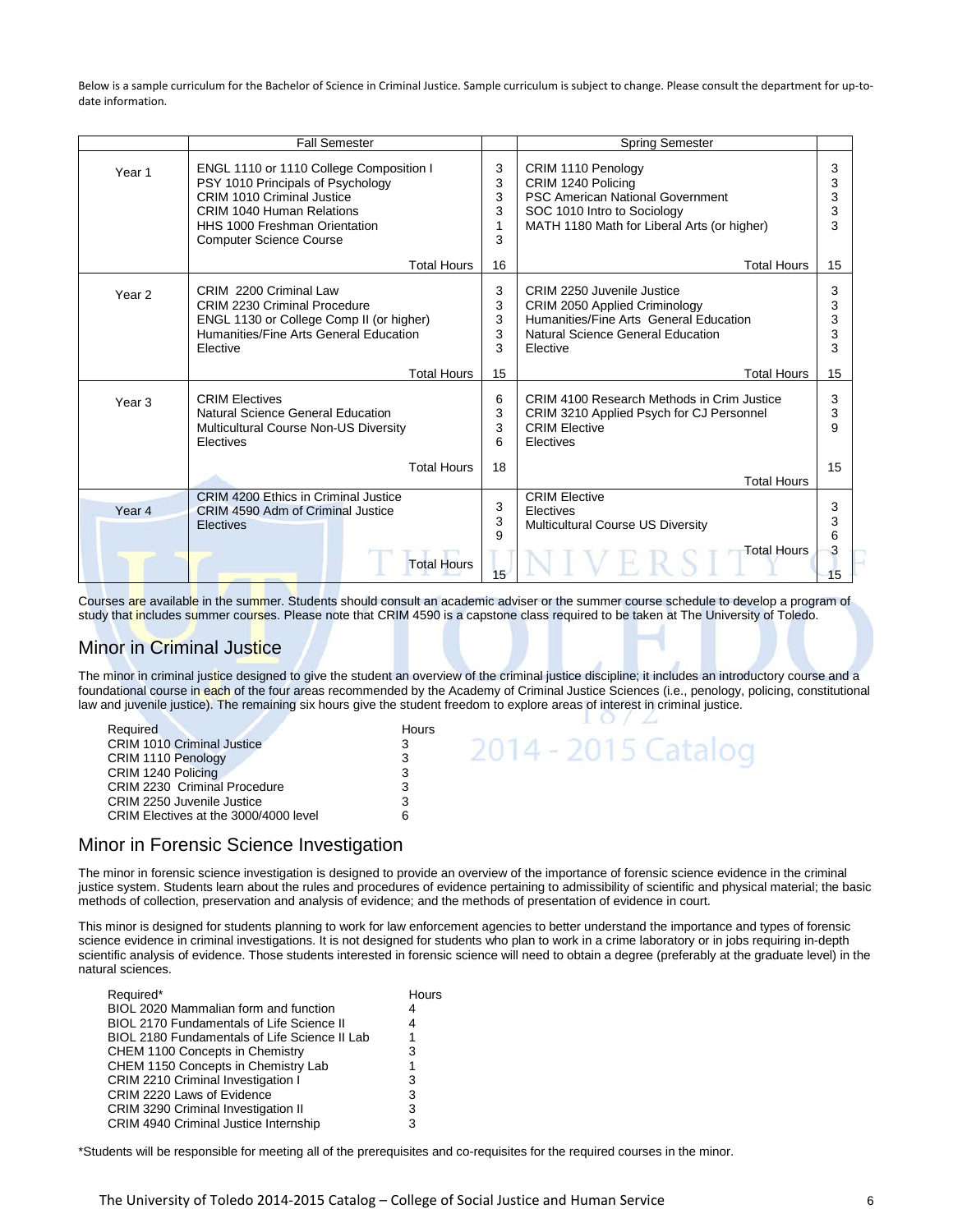Below is a sample curriculum for the Bachelor of Science in Criminal Justice. Sample curriculum is subject to change. Please consult the department for up-to-date information.

| | Fall Semester | | Spring Semester | |
|---|---|---|---|---|
| Year 1 | ENGL 1110 or 1110 College Composition I | 3 | CRIM 1110 Penology | 3 |
| | PSY 1010 Principals of Psychology | 3 | CRIM 1240 Policing | 3 |
| | CRIM 1010 Criminal Justice | 3 | PSC American National Government | 3 |
| | CRIM 1040 Human Relations | 3 | SOC 1010 Intro to Sociology | 3 |
| | HHS 1000 Freshman Orientation | 1 | MATH 1180 Math for Liberal Arts (or higher) | 3 |
| | Computer Science Course | 3 | | |
| | Total Hours | 16 | Total Hours | 15 |
| Year 2 | CRIM 2200 Criminal Law | 3 | CRIM 2250 Juvenile Justice | 3 |
| | CRIM 2230 Criminal Procedure | 3 | CRIM 2050 Applied Criminology | 3 |
| | ENGL 1130 or College Comp II (or higher) | 3 | Humanities/Fine Arts General Education | 3 |
| | Humanities/Fine Arts General Education | 3 | Natural Science General Education | 3 |
| | Elective | 3 | Elective | 3 |
| | Total Hours | 15 | Total Hours | 15 |
| Year 3 | CRIM Electives | 6 | CRIM 4100 Research Methods in Crim Justice | 3 |
| | Natural Science General Education | 3 | CRIM 3210 Applied Psych for CJ Personnel | 3 |
| | Multicultural Course Non-US Diversity | 3 | CRIM Elective | 9 |
| | Electives | 6 | Electives | |
| | Total Hours | 18 | Total Hours | 15 |
| Year 4 | CRIM 4200 Ethics in Criminal Justice | 3 | CRIM Elective | 3 |
| | CRIM 4590 Adm of Criminal Justice | 3 | Electives | 3 |
| | Electives | 9 | Multicultural Course US Diversity | 6 |
| | | | | 3 |
| | Total Hours | 15 | Total Hours | 15 |

Courses are available in the summer. Students should consult an academic adviser or the summer course schedule to develop a program of study that includes summer courses. Please note that CRIM 4590 is a capstone class required to be taken at The University of Toledo.

## Minor in Criminal Justice

The minor in criminal justice designed to give the student an overview of the criminal justice discipline; it includes an introductory course and a foundational course in each of the four areas recommended by the Academy of Criminal Justice Sciences (i.e., penology, policing, constitutional law and juvenile justice). The remaining six hours give the student freedom to explore areas of interest in criminal justice.

| Required | Hours |
|---|---|
| CRIM 1010 Criminal Justice | 3 |
| CRIM 1110 Penology | 3 |
| CRIM 1240 Policing | 3 |
| CRIM 2230 Criminal Procedure | 3 |
| CRIM 2250 Juvenile Justice | 3 |
| CRIM Electives at the 3000/4000 level | 6 |

## Minor in Forensic Science Investigation

The minor in forensic science investigation is designed to provide an overview of the importance of forensic science evidence in the criminal justice system. Students learn about the rules and procedures of evidence pertaining to admissibility of scientific and physical material; the basic methods of collection, preservation and analysis of evidence; and the methods of presentation of evidence in court.

This minor is designed for students planning to work for law enforcement agencies to better understand the importance and types of forensic science evidence in criminal investigations. It is not designed for students who plan to work in a crime laboratory or in jobs requiring in-depth scientific analysis of evidence. Those students interested in forensic science will need to obtain a degree (preferably at the graduate level) in the natural sciences.

| Required* | Hours |
|---|---|
| BIOL 2020 Mammalian form and function | 4 |
| BIOL 2170 Fundamentals of Life Science II | 4 |
| BIOL 2180 Fundamentals of Life Science II Lab | 1 |
| CHEM 1100 Concepts in Chemistry | 3 |
| CHEM 1150 Concepts in Chemistry Lab | 1 |
| CRIM 2210 Criminal Investigation I | 3 |
| CRIM 2220 Laws of Evidence | 3 |
| CRIM 3290 Criminal Investigation II | 3 |
| CRIM 4940 Criminal Justice Internship | 3 |

*Students will be responsible for meeting all of the prerequisites and co-requisites for the required courses in the minor.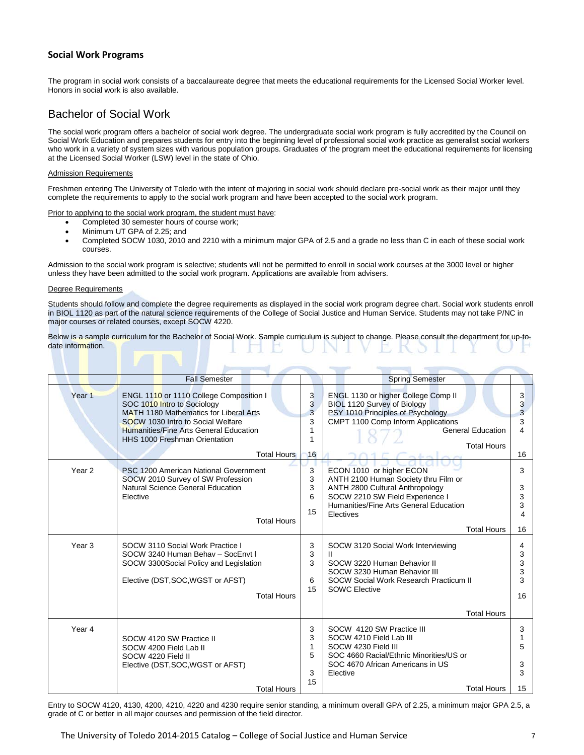## Social Work Programs

The program in social work consists of a baccalaureate degree that meets the educational requirements for the Licensed Social Worker level. Honors in social work is also available.

# Bachelor of Social Work

The social work program offers a bachelor of social work degree. The undergraduate social work program is fully accredited by the Council on Social Work Education and prepares students for entry into the beginning level of professional social work practice as generalist social workers who work in a variety of system sizes with various population groups. Graduates of the program meet the educational requirements for licensing at the Licensed Social Worker (LSW) level in the state of Ohio.

Admission Requirements

Freshmen entering The University of Toledo with the intent of majoring in social work should declare pre-social work as their major until they complete the requirements to apply to the social work program and have been accepted to the social work program.

Prior to applying to the social work program, the student must have:

- Completed 30 semester hours of course work;
- Minimum UT GPA of 2.25; and
- Completed SOCW 1030, 2010 and 2210 with a minimum major GPA of 2.5 and a grade no less than C in each of these social work courses.

Admission to the social work program is selective; students will not be permitted to enroll in social work courses at the 3000 level or higher unless they have been admitted to the social work program. Applications are available from advisers.

Degree Requirements

Students should follow and complete the degree requirements as displayed in the social work program degree chart. Social work students enroll in BIOL 1120 as part of the natural science requirements of the College of Social Justice and Human Service. Students may not take P/NC in major courses or related courses, except SOCW 4220.

Below is a sample curriculum for the Bachelor of Social Work. Sample curriculum is subject to change. Please consult the department for up-to-date information.

| | Fall Semester | | Spring Semester | |
|---|---|---|---|---|
| Year 1 | ENGL 1110 or 1110 College Composition I<br>SOC 1010 Intro to Sociology<br>MATH 1180 Mathematics for Liberal Arts<br>SOCW 1030 Intro to Social Welfare<br>Humanities/Fine Arts General Education<br>HHS 1000 Freshman Orientation<br>Total Hours | 3<br>3<br>3<br>3<br>1<br>1<br>16 | ENGL 1130 or higher College Comp II<br>BIOL 1120 Survey of Biology<br>PSY 1010 Principles of Psychology<br>CMPT 1100 Comp Inform Applications<br>General Education<br>Total Hours | 3<br>3<br>3<br>3<br>4<br>16 |
| Year 2 | PSC 1200 American National Government<br>SOCW 2010 Survey of SW Profession<br>Natural Science General Education<br>Elective<br>Total Hours | 3<br>3<br>3<br>6<br>15 | ECON 1010 or higher ECON<br>ANTH 2100 Human Society thru Film or<br>ANTH 2800 Cultural Anthropology<br>SOCW 2210 SW Field Experience I<br>Humanities/Fine Arts General Education<br>Electives<br>Total Hours | 3<br>3<br>3<br>3<br>4<br>16 |
| Year 3 | SOCW 3110 Social Work Practice I<br>SOCW 3240 Human Behav – SocEnvt I<br>SOCW 3300Social Policy and Legislation<br>Elective (DST,SOC,WGST or AFST)<br>Total Hours | 3<br>3<br>3<br>6<br>15 | SOCW 3120 Social Work Interviewing II<br>SOCW 3220 Human Behavior II<br>SOCW 3230 Human Behavior III<br>SOCW Social Work Research Practicum II<br>SOWC Elective<br>Total Hours | 4<br>3<br>3<br>3<br>3<br>16 |
| Year 4 | SOCW 4120 SW Practice II<br>SOCW 4200 Field Lab II<br>SOCW 4220 Field II<br>Elective (DST,SOC,WGST or AFST)<br>Total Hours | 3<br>3<br>1<br>5<br>3<br>15 | SOCW 4120 SW Practice III<br>SOCW 4210 Field Lab III<br>SOCW 4230 Field III<br>SOC 4660 Racial/Ethnic Minorities/US or<br>SOC 4670 African Americans in US<br>Elective<br>Total Hours | 3<br>1<br>5<br>3<br>3<br>15 |

Entry to SOCW 4120, 4130, 4200, 4210, 4220 and 4230 require senior standing, a minimum overall GPA of 2.25, a minimum major GPA 2.5, a grade of C or better in all major courses and permission of the field director.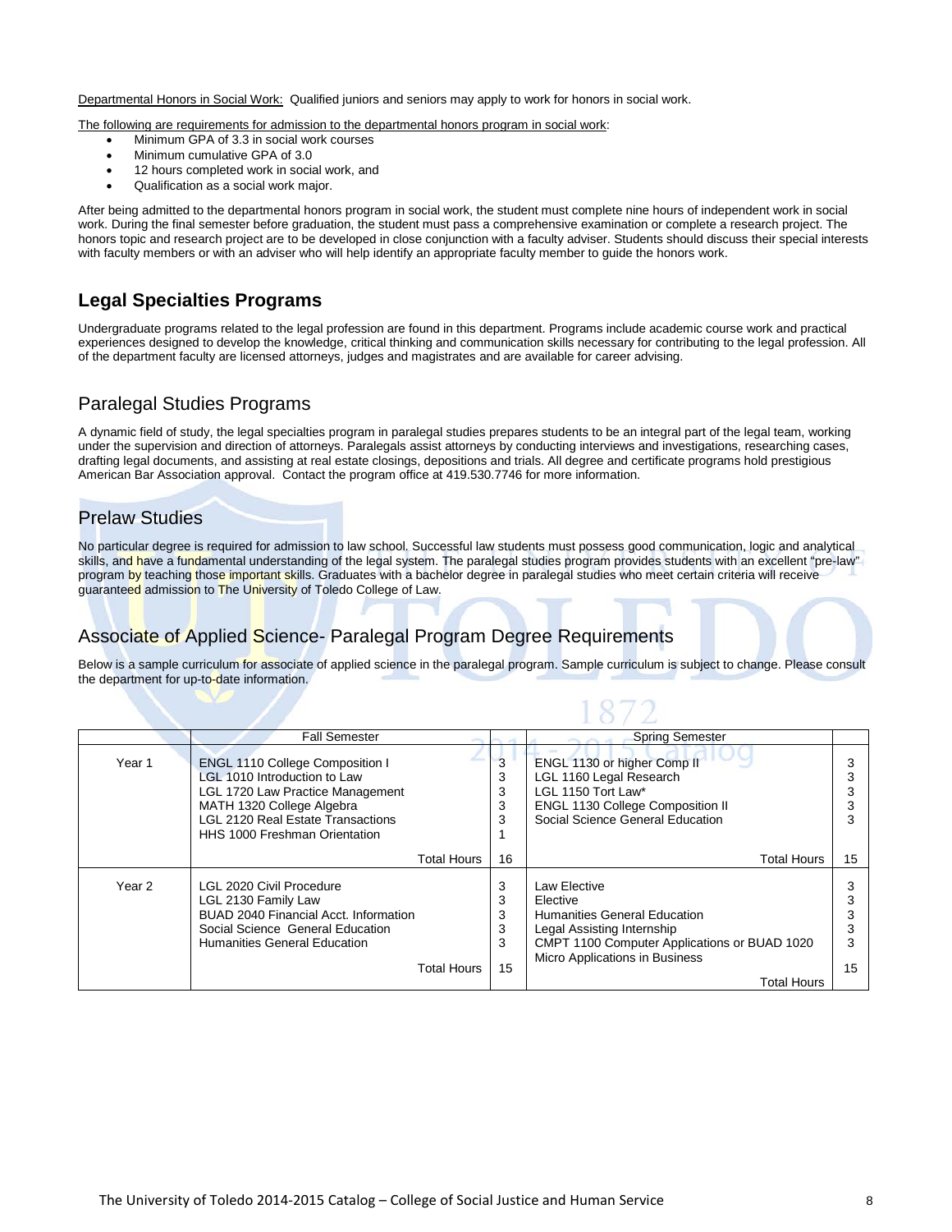Departmental Honors in Social Work: Qualified juniors and seniors may apply to work for honors in social work.

The following are requirements for admission to the departmental honors program in social work:

- Minimum GPA of 3.3 in social work courses
- Minimum cumulative GPA of 3.0
- 12 hours completed work in social work, and
- Qualification as a social work major.

After being admitted to the departmental honors program in social work, the student must complete nine hours of independent work in social work. During the final semester before graduation, the student must pass a comprehensive examination or complete a research project. The honors topic and research project are to be developed in close conjunction with a faculty adviser. Students should discuss their special interests with faculty members or with an adviser who will help identify an appropriate faculty member to guide the honors work.

## Legal Specialties Programs

Undergraduate programs related to the legal profession are found in this department. Programs include academic course work and practical experiences designed to develop the knowledge, critical thinking and communication skills necessary for contributing to the legal profession. All of the department faculty are licensed attorneys, judges and magistrates and are available for career advising.

### Paralegal Studies Programs

A dynamic field of study, the legal specialties program in paralegal studies prepares students to be an integral part of the legal team, working under the supervision and direction of attorneys. Paralegals assist attorneys by conducting interviews and investigations, researching cases, drafting legal documents, and assisting at real estate closings, depositions and trials. All degree and certificate programs hold prestigious American Bar Association approval. Contact the program office at 419.530.7746 for more information.

### Prelaw Studies

No particular degree is required for admission to law school. Successful law students must possess good communication, logic and analytical skills, and have a fundamental understanding of the legal system. The paralegal studies program provides students with an excellent "pre-law" program by teaching those important skills. Graduates with a bachelor degree in paralegal studies who meet certain criteria will receive guaranteed admission to The University of Toledo College of Law.

### Associate of Applied Science- Paralegal Program Degree Requirements

Below is a sample curriculum for associate of applied science in the paralegal program. Sample curriculum is subject to change. Please consult the department for up-to-date information.

| | Fall Semester | | Spring Semester | |
|---|---|---|---|---|
| Year 1 | ENGL 1110 College Composition I | 3 | ENGL 1130 or higher Comp II | 3 |
| | LGL 1010 Introduction to Law | 3 | LGL 1160 Legal Research | 3 |
| | LGL 1720 Law Practice Management | 3 | LGL 1150 Tort Law* | 3 |
| | MATH 1320 College Algebra | 3 | ENGL 1130 College Composition II | 3 |
| | LGL 2120 Real Estate Transactions | 3 | Social Science General Education | 3 |
| | HHS 1000 Freshman Orientation | 1 | | |
| | Total Hours | 16 | Total Hours | 15 |
| Year 2 | LGL 2020 Civil Procedure | 3 | Law Elective | 3 |
| | LGL 2130 Family Law | 3 | Elective | 3 |
| | BUAD 2040 Financial Acct. Information | 3 | Humanities General Education | 3 |
| | Social Science General Education | 3 | Legal Assisting Internship | 3 |
| | Humanities General Education | 3 | CMPT 1100 Computer Applications or BUAD 1020 Micro Applications in Business | 3 |
| | Total Hours | 15 | Total Hours | 15 |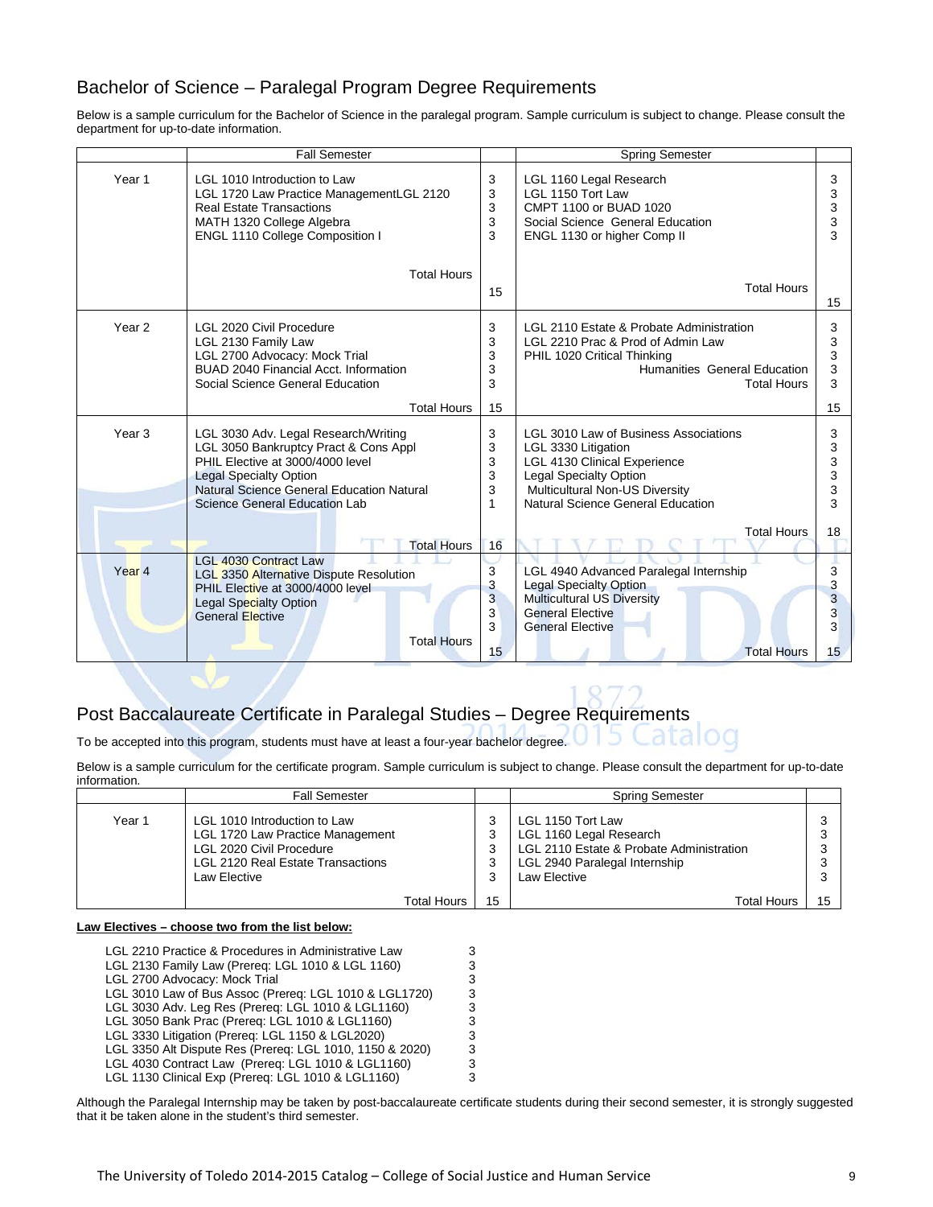## Bachelor of Science – Paralegal Program Degree Requirements

Below is a sample curriculum for the Bachelor of Science in the paralegal program. Sample curriculum is subject to change. Please consult the department for up-to-date information.

| | Fall Semester | | Spring Semester | |
|---|---|---|---|---|
| Year 1 | LGL 1010 Introduction to Law | 3 | LGL 1160 Legal Research | 3 |
| | LGL 1720 Law Practice ManagementLGL 2120 | 3 | LGL 1150 Tort Law | 3 |
| | Real Estate Transactions | 3 | CMPT 1100 or BUAD 1020 | 3 |
| | MATH 1320 College Algebra | 3 | Social Science General Education | 3 |
| | ENGL 1110 College Composition I | 3 | ENGL 1130 or higher Comp II | 3 |
| | Total Hours | 15 | Total Hours | 15 |
| Year 2 | LGL 2020 Civil Procedure | 3 | LGL 2110 Estate & Probate Administration | 3 |
| | LGL 2130 Family Law | 3 | LGL 2210 Prac & Prod of Admin Law | 3 |
| | LGL 2700 Advocacy: Mock Trial | 3 | PHIL 1020 Critical Thinking | 3 |
| | BUAD 2040 Financial Acct. Information | 3 | Humanities General Education | 3 |
| | Social Science General Education | 3 | Total Hours | 3 |
| | Total Hours | 15 | | 15 |
| Year 3 | LGL 3030 Adv. Legal Research/Writing | 3 | LGL 3010 Law of Business Associations | 3 |
| | LGL 3050 Bankruptcy Pract & Cons Appl | 3 | LGL 3330 Litigation | 3 |
| | PHIL Elective at 3000/4000 level | 3 | LGL 4130 Clinical Experience | 3 |
| | Legal Specialty Option | 3 | Legal Specialty Option | 3 |
| | Natural Science General Education Natural | 3 | Multicultural Non-US Diversity | 3 |
| | Science General Education Lab | 1 | Natural Science General Education | 3 |
| | Total Hours | 16 | Total Hours | 18 |
| Year 4 | LGL 4030 Contract Law | | | |
| | LGL 3350 Alternative Dispute Resolution | 3 | LGL 4940 Advanced Paralegal Internship | 3 |
| | PHIL Elective at 3000/4000 level | 3 | Legal Specialty Option | 3 |
| | Legal Specialty Option | 3 | Multicultural US Diversity | 3 |
| | General Elective | 3 | General Elective | 3 |
| | | 3 | General Elective | 3 |
| | Total Hours | 15 | Total Hours | 15 |

## Post Baccalaureate Certificate in Paralegal Studies – Degree Requirements

To be accepted into this program, students must have at least a four-year bachelor degree.

Below is a sample curriculum for the certificate program. Sample curriculum is subject to change. Please consult the department for up-to-date information.

| | Fall Semester | | Spring Semester | |
|---|---|---|---|---|
| Year 1 | LGL 1010 Introduction to Law | 3 | LGL 1150 Tort Law | 3 |
| | LGL 1720 Law Practice Management | 3 | LGL 1160 Legal Research | 3 |
| | LGL 2020 Civil Procedure | 3 | LGL 2110 Estate & Probate Administration | 3 |
| | LGL 2120 Real Estate Transactions | 3 | LGL 2940 Paralegal Internship | 3 |
| | Law Elective | 3 | Law Elective | 3 |
| | Total Hours | 15 | Total Hours | 15 |

**Law Electives – choose two from the list below:**

| | |
|---|---|
| LGL 2210 Practice & Procedures in Administrative Law | 3 |
| LGL 2130 Family Law (Prereq: LGL 1010 & LGL 1160) | 3 |
| LGL 2700 Advocacy: Mock Trial | 3 |
| LGL 3010 Law of Bus Assoc (Prereq: LGL 1010 & LGL1720) | 3 |
| LGL 3030 Adv. Leg Res (Prereq: LGL 1010 & LGL1160) | 3 |
| LGL 3050 Bank Prac (Prereq: LGL 1010 & LGL1160) | 3 |
| LGL 3330 Litigation (Prereq: LGL 1150 & LGL2020) | 3 |
| LGL 3350 Alt Dispute Res (Prereq: LGL 1010, 1150 & 2020) | 3 |
| LGL 4030 Contract Law (Prereq: LGL 1010 & LGL1160) | 3 |
| LGL 1130 Clinical Exp (Prereq: LGL 1010 & LGL1160) | 3 |

Although the Paralegal Internship may be taken by post-baccalaureate certificate students during their second semester, it is strongly suggested that it be taken alone in the student's third semester.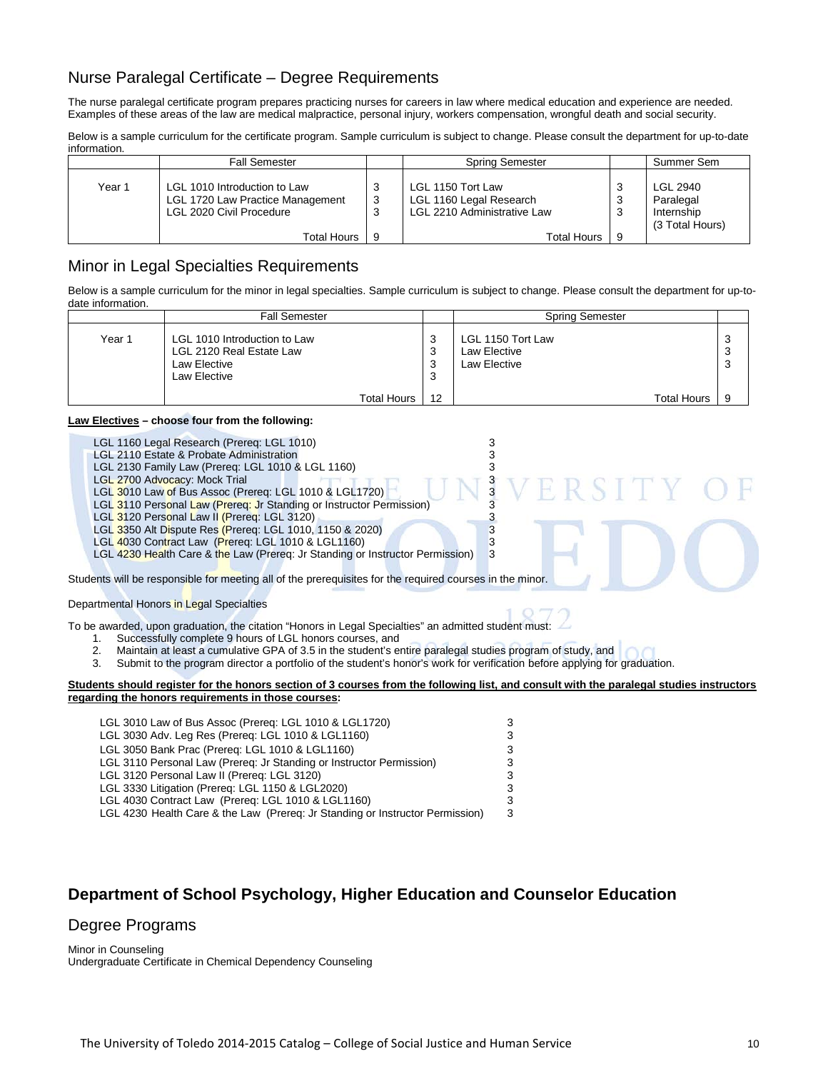## Nurse Paralegal Certificate – Degree Requirements

The nurse paralegal certificate program prepares practicing nurses for careers in law where medical education and experience are needed. Examples of these areas of the law are medical malpractice, personal injury, workers compensation, wrongful death and social security.

Below is a sample curriculum for the certificate program. Sample curriculum is subject to change. Please consult the department for up-to-date information.

| | Fall Semester | | Spring Semester | | Summer Sem |
|---|---|---|---|---|---|
| Year 1 | LGL 1010 Introduction to Law<br>LGL 1720 Law Practice Management<br>LGL 2020 Civil Procedure | 3<br>3<br>3 | LGL 1150 Tort Law<br>LGL 1160 Legal Research<br>LGL 2210 Administrative Law | 3<br>3<br>3 | LGL 2940 Paralegal Internship (3 Total Hours) |
| | Total Hours | 9 | Total Hours | 9 | |

## Minor in Legal Specialties Requirements

Below is a sample curriculum for the minor in legal specialties. Sample curriculum is subject to change. Please consult the department for up-to-date information.

| | Fall Semester | | Spring Semester | |
|---|---|---|---|---|
| Year 1 | LGL 1010 Introduction to Law<br>LGL 2120 Real Estate Law<br>Law Elective<br>Law Elective | 3<br>3<br>3<br>3 | LGL 1150 Tort Law<br>Law Elective<br>Law Elective | 3<br>3<br>3 |
| | Total Hours | 12 | Total Hours | 9 |

**Law Electives – choose four from the following:**

| | |
|---|---|
| LGL 1160 Legal Research (Prereq: LGL 1010) | 3 |
| LGL 2110 Estate & Probate Administration | 3 |
| LGL 2130 Family Law (Prereq: LGL 1010 & LGL 1160) | 3 |
| LGL 2700 Advocacy: Mock Trial | 3 |
| LGL 3010 Law of Bus Assoc (Prereq: LGL 1010 & LGL1720) | 3 |
| LGL 3110 Personal Law (Prereq: Jr Standing or Instructor Permission) | 3 |
| LGL 3120 Personal Law II (Prereq: LGL 3120) | 3 |
| LGL 3350 Alt Dispute Res (Prereq: LGL 1010, 1150 & 2020) | 3 |
| LGL 4030 Contract Law (Prereq: LGL 1010 & LGL1160) | 3 |
| LGL 4230 Health Care & the Law (Prereq: Jr Standing or Instructor Permission) | 3 |

Students will be responsible for meeting all of the prerequisites for the required courses in the minor.

Departmental Honors in Legal Specialties

To be awarded, upon graduation, the citation "Honors in Legal Specialties" an admitted student must:

1. Successfully complete 9 hours of LGL honors courses, and
2. Maintain at least a cumulative GPA of 3.5 in the student's entire paralegal studies program of study, and
3. Submit to the program director a portfolio of the student's honor's work for verification before applying for graduation.

**Students should register for the honors section of 3 courses from the following list, and consult with the paralegal studies instructors regarding the honors requirements in those courses:**

| | |
|---|---|
| LGL 3010 Law of Bus Assoc (Prereq: LGL 1010 & LGL1720) | 3 |
| LGL 3030 Adv. Leg Res (Prereq: LGL 1010 & LGL1160) | 3 |
| LGL 3050 Bank Prac (Prereq: LGL 1010 & LGL1160) | 3 |
| LGL 3110 Personal Law (Prereq: Jr Standing or Instructor Permission) | 3 |
| LGL 3120 Personal Law II (Prereq: LGL 3120) | 3 |
| LGL 3330 Litigation (Prereq: LGL 1150 & LGL2020) | 3 |
| LGL 4030 Contract Law (Prereq: LGL 1010 & LGL1160) | 3 |
| LGL 4230 Health Care & the Law (Prereq: Jr Standing or Instructor Permission) | 3 |

# Department of School Psychology, Higher Education and Counselor Education

## Degree Programs

Minor in Counseling
Undergraduate Certificate in Chemical Dependency Counseling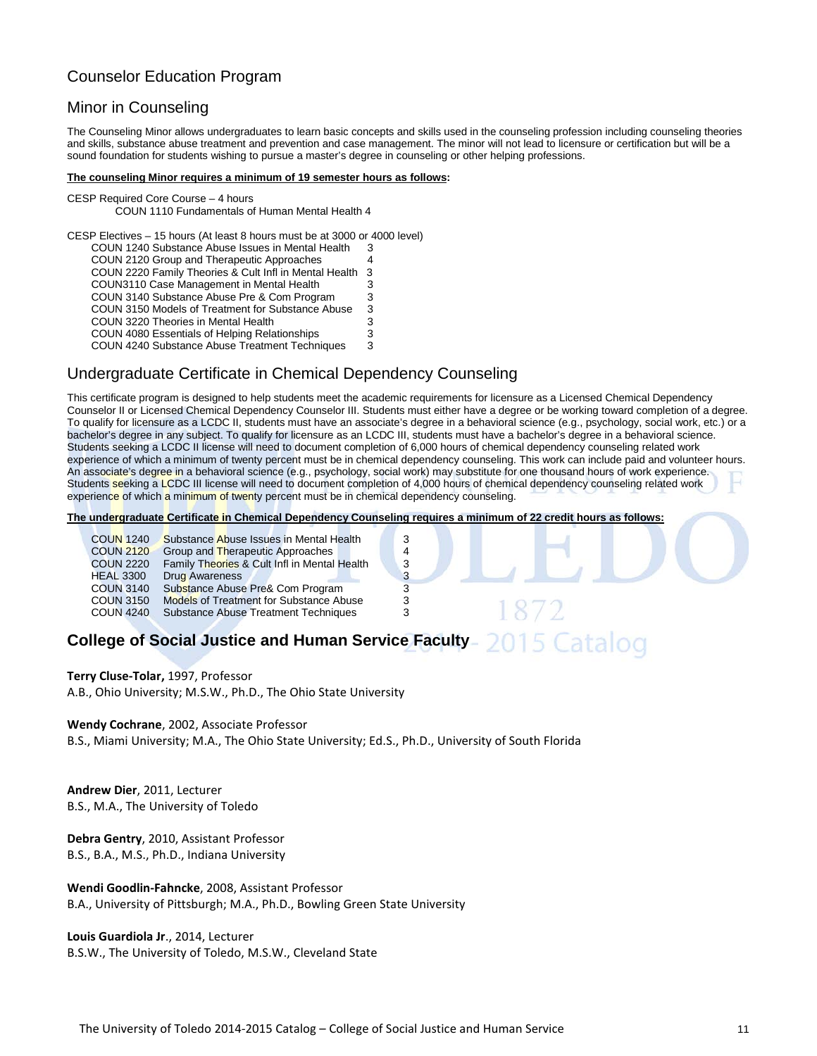## Counselor Education Program

## Minor in Counseling

The Counseling Minor allows undergraduates to learn basic concepts and skills used in the counseling profession including counseling theories and skills, substance abuse treatment and prevention and case management. The minor will not lead to licensure or certification but will be a sound foundation for students wishing to pursue a master's degree in counseling or other helping professions.

**The counseling Minor requires a minimum of 19 semester hours as follows:**

CESP Required Core Course – 4 hours

COUN 1110 Fundamentals of Human Mental Health 4

CESP Electives – 15 hours (At least 8 hours must be at 3000 or 4000 level)

| Course | Hours |
|---|---|
| COUN 1240 Substance Abuse Issues in Mental Health | 3 |
| COUN 2120 Group and Therapeutic Approaches | 4 |
| COUN 2220 Family Theories & Cult Infl in Mental Health | 3 |
| COUN3110 Case Management in Mental Health | 3 |
| COUN 3140 Substance Abuse Pre & Com Program | 3 |
| COUN 3150 Models of Treatment for Substance Abuse | 3 |
| COUN 3220 Theories in Mental Health | 3 |
| COUN 4080 Essentials of Helping Relationships | 3 |
| COUN 4240 Substance Abuse Treatment Techniques | 3 |

## Undergraduate Certificate in Chemical Dependency Counseling

This certificate program is designed to help students meet the academic requirements for licensure as a Licensed Chemical Dependency Counselor II or Licensed Chemical Dependency Counselor III. Students must either have a degree or be working toward completion of a degree. To qualify for licensure as a LCDC II, students must have an associate's degree in a behavioral science (e.g., psychology, social work, etc.) or a bachelor's degree in any subject. To qualify for licensure as an LCDC III, students must have a bachelor's degree in a behavioral science. Students seeking a LCDC II license will need to document completion of 6,000 hours of chemical dependency counseling related work experience of which a minimum of twenty percent must be in chemical dependency counseling. This work can include paid and volunteer hours. An associate's degree in a behavioral science (e.g., psychology, social work) may substitute for one thousand hours of work experience. Students seeking a LCDC III license will need to document completion of 4,000 hours of chemical dependency counseling related work experience of which a minimum of twenty percent must be in chemical dependency counseling.

**The undergraduate Certificate in Chemical Dependency Counseling requires a minimum of 22 credit hours as follows:**

| Course | Title | Hours |
|---|---|---|
| COUN 1240 | Substance Abuse Issues in Mental Health | 3 |
| COUN 2120 | Group and Therapeutic Approaches | 4 |
| COUN 2220 | Family Theories & Cult Infl in Mental Health | 3 |
| HEAL 3300 | Drug Awareness | 3 |
| COUN 3140 | Substance Abuse Pre& Com Program | 3 |
| COUN 3150 | Models of Treatment for Substance Abuse | 3 |
| COUN 4240 | Substance Abuse Treatment Techniques | 3 |

## College of Social Justice and Human Service Faculty

**Terry Cluse-Tolar,** 1997, Professor
A.B., Ohio University; M.S.W., Ph.D., The Ohio State University

**Wendy Cochrane**, 2002, Associate Professor
B.S., Miami University; M.A., The Ohio State University; Ed.S., Ph.D., University of South Florida

**Andrew Dier**, 2011, Lecturer
B.S., M.A., The University of Toledo

**Debra Gentry**, 2010, Assistant Professor
B.S., B.A., M.S., Ph.D., Indiana University

**Wendi Goodlin-Fahncke**, 2008, Assistant Professor
B.A., University of Pittsburgh; M.A., Ph.D., Bowling Green State University

**Louis Guardiola Jr**., 2014, Lecturer
B.S.W., The University of Toledo, M.S.W., Cleveland State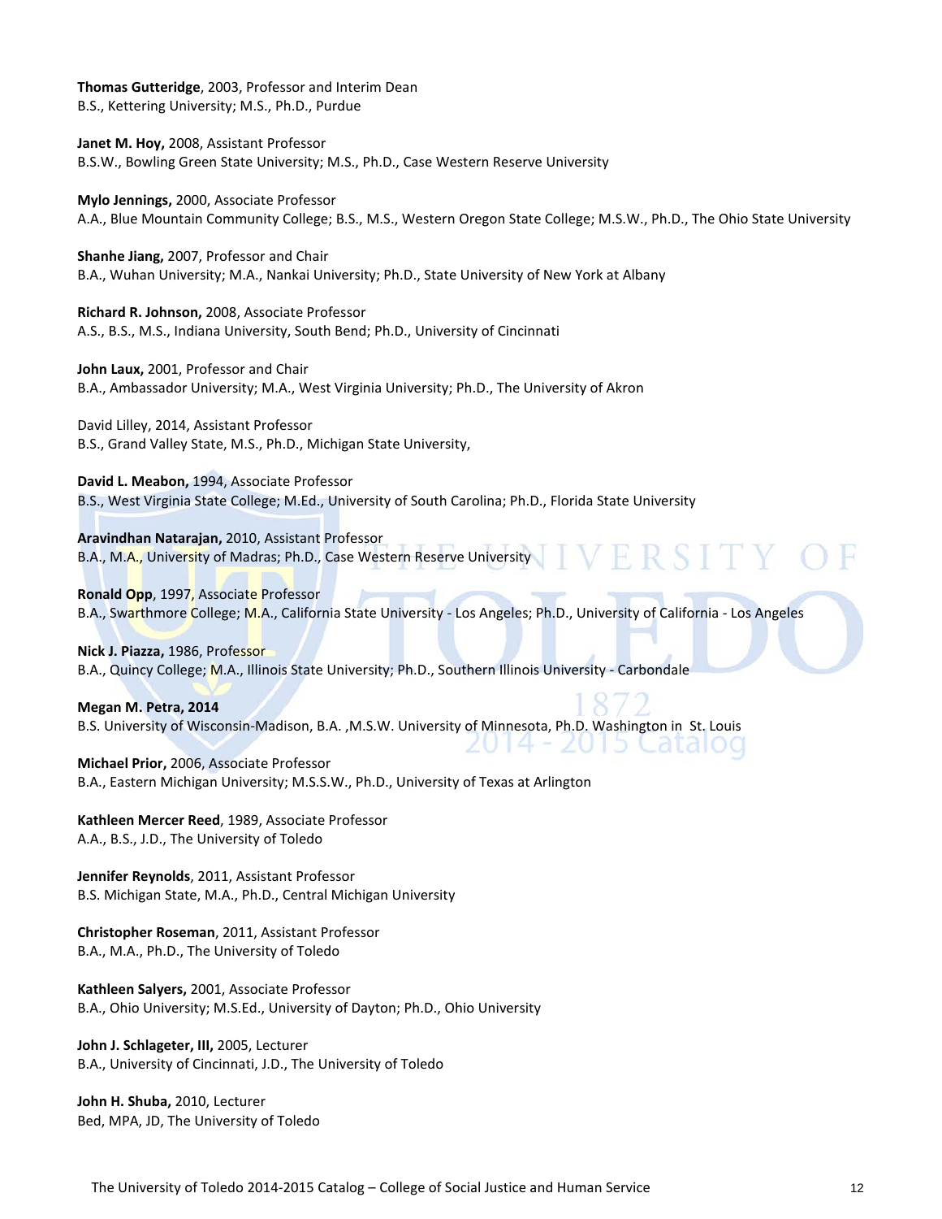**Thomas Gutteridge**, 2003, Professor and Interim Dean
B.S., Kettering University; M.S., Ph.D., Purdue

**Janet M. Hoy,** 2008, Assistant Professor
B.S.W., Bowling Green State University; M.S., Ph.D., Case Western Reserve University

**Mylo Jennings,** 2000, Associate Professor
A.A., Blue Mountain Community College; B.S., M.S., Western Oregon State College; M.S.W., Ph.D., The Ohio State University

**Shanhe Jiang,** 2007, Professor and Chair
B.A., Wuhan University; M.A., Nankai University; Ph.D., State University of New York at Albany

**Richard R. Johnson,** 2008, Associate Professor
A.S., B.S., M.S., Indiana University, South Bend; Ph.D., University of Cincinnati

**John Laux,** 2001, Professor and Chair
B.A., Ambassador University; M.A., West Virginia University; Ph.D., The University of Akron

David Lilley, 2014, Assistant Professor
B.S., Grand Valley State, M.S., Ph.D., Michigan State University,

**David L. Meabon,** 1994, Associate Professor
B.S., West Virginia State College; M.Ed., University of South Carolina; Ph.D., Florida State University

**Aravindhan Natarajan,** 2010, Assistant Professor
B.A., M.A., University of Madras; Ph.D., Case Western Reserve University

**Ronald Opp**, 1997, Associate Professor
B.A., Swarthmore College; M.A., California State University - Los Angeles; Ph.D., University of California - Los Angeles

**Nick J. Piazza,** 1986, Professor
B.A., Quincy College; M.A., Illinois State University; Ph.D., Southern Illinois University - Carbondale

**Megan M. Petra, 2014**
B.S. University of Wisconsin-Madison, B.A. ,M.S.W. University of Minnesota, Ph.D. Washington in St. Louis

**Michael Prior,** 2006, Associate Professor
B.A., Eastern Michigan University; M.S.S.W., Ph.D., University of Texas at Arlington

**Kathleen Mercer Reed**, 1989, Associate Professor
A.A., B.S., J.D., The University of Toledo

**Jennifer Reynolds**, 2011, Assistant Professor
B.S. Michigan State, M.A., Ph.D., Central Michigan University

**Christopher Roseman**, 2011, Assistant Professor
B.A., M.A., Ph.D., The University of Toledo

**Kathleen Salyers,** 2001, Associate Professor
B.A., Ohio University; M.S.Ed., University of Dayton; Ph.D., Ohio University

**John J. Schlageter, III,** 2005, Lecturer
B.A., University of Cincinnati, J.D., The University of Toledo

**John H. Shuba,** 2010, Lecturer
Bed, MPA, JD, The University of Toledo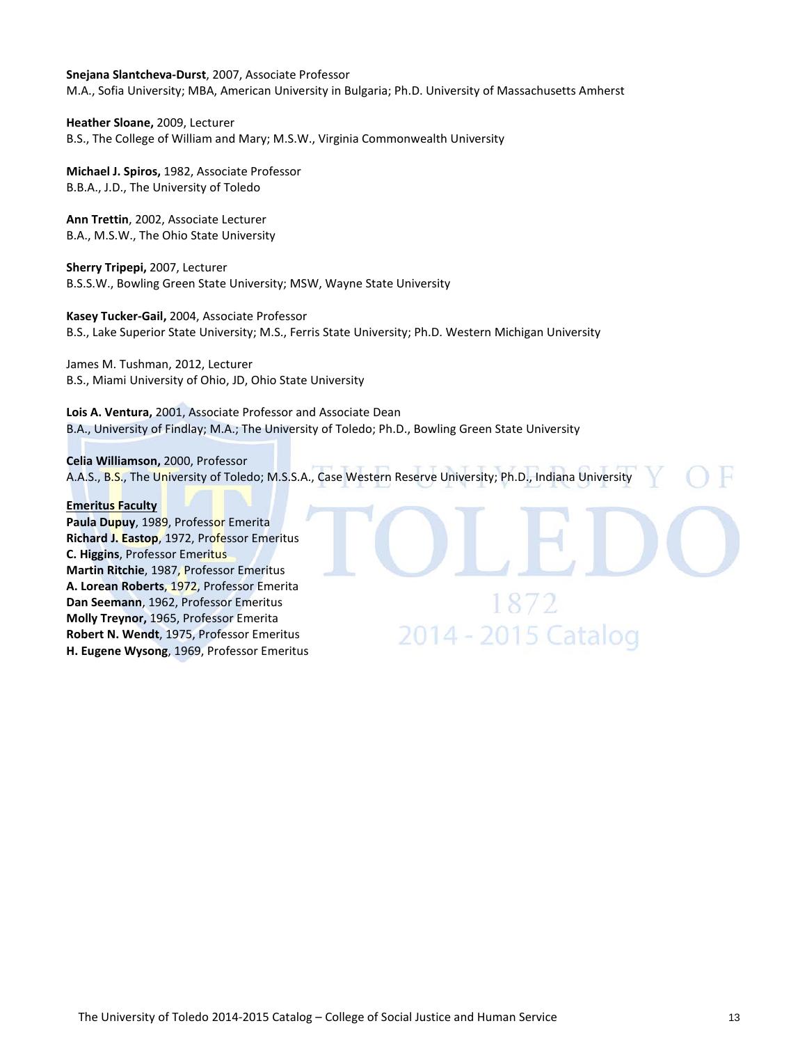**Snejana Slantcheva-Durst**, 2007, Associate Professor
M.A., Sofia University; MBA, American University in Bulgaria; Ph.D. University of Massachusetts Amherst

**Heather Sloane,** 2009, Lecturer
B.S., The College of William and Mary; M.S.W., Virginia Commonwealth University

**Michael J. Spiros,** 1982, Associate Professor
B.B.A., J.D., The University of Toledo

**Ann Trettin**, 2002, Associate Lecturer
B.A., M.S.W., The Ohio State University

**Sherry Tripepi,** 2007, Lecturer
B.S.S.W., Bowling Green State University; MSW, Wayne State University

**Kasey Tucker-Gail,** 2004, Associate Professor
B.S., Lake Superior State University; M.S., Ferris State University; Ph.D. Western Michigan University

James M. Tushman, 2012, Lecturer
B.S., Miami University of Ohio, JD, Ohio State University

**Lois A. Ventura,** 2001, Associate Professor and Associate Dean
B.A., University of Findlay; M.A.; The University of Toledo; Ph.D., Bowling Green State University

**Celia Williamson,** 2000, Professor
A.A.S., B.S., The University of Toledo; M.S.S.A., Case Western Reserve University; Ph.D., Indiana University

**Emeritus Faculty**
**Paula Dupuy**, 1989, Professor Emerita
**Richard J. Eastop**, 1972, Professor Emeritus
**C. Higgins**, Professor Emeritus
**Martin Ritchie**, 1987, Professor Emeritus
**A. Lorean Roberts**, 1972, Professor Emerita
**Dan Seemann**, 1962, Professor Emeritus
**Molly Treynor,** 1965, Professor Emerita
**Robert N. Wendt**, 1975, Professor Emeritus
**H. Eugene Wysong**, 1969, Professor Emeritus